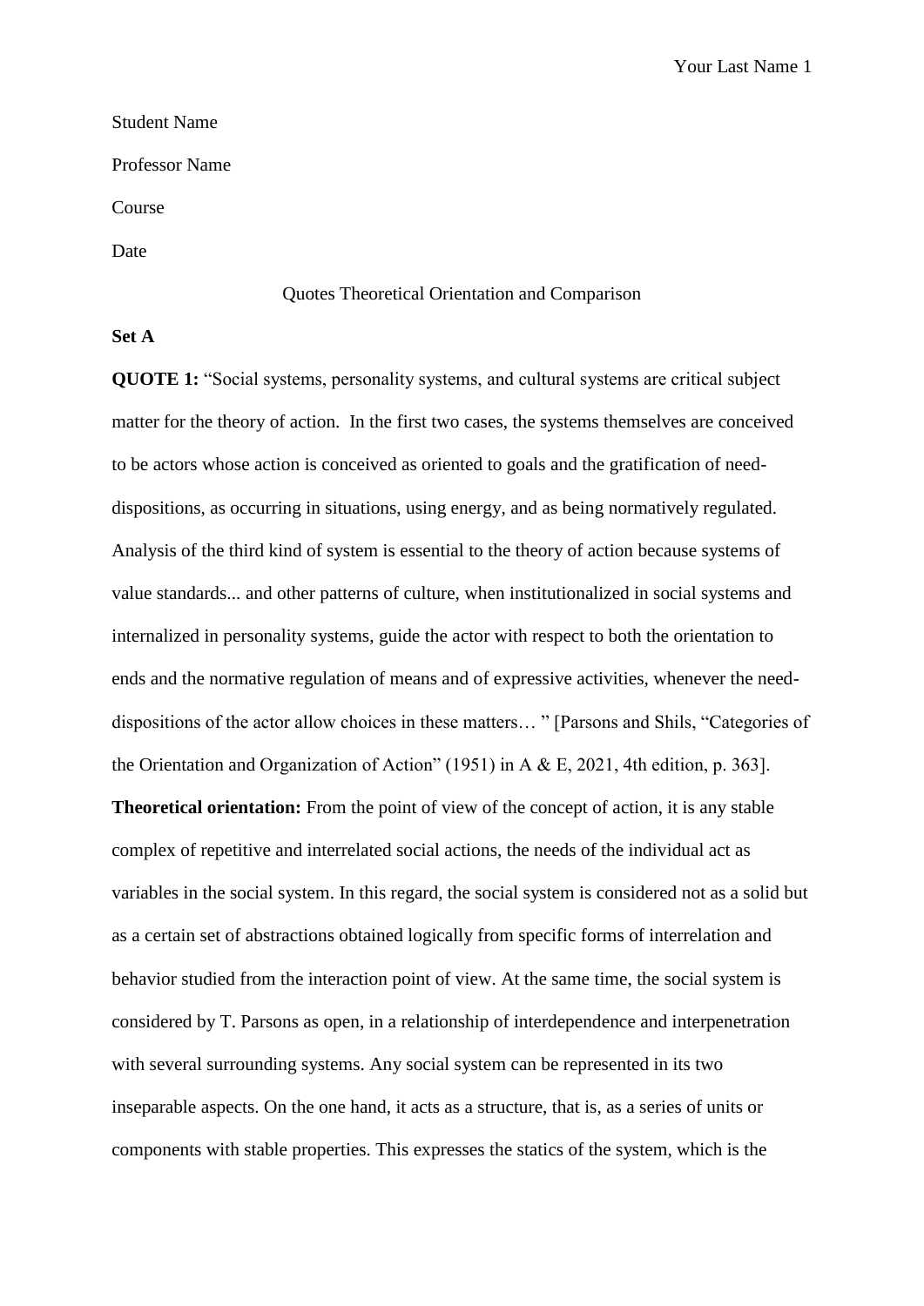Student Name

Professor Name

Course

Date

Quotes Theoretical Orientation and Comparison

**Set A**

**QUOTE 1:** "Social systems, personality systems, and cultural systems are critical subject matter for the theory of action. In the first two cases, the systems themselves are conceived to be actors whose action is conceived as oriented to goals and the gratification of need-dispositions, as occurring in situations, using energy, and as being normatively regulated. Analysis of the third kind of system is essential to the theory of action because systems of value standards... and other patterns of culture, when institutionalized in social systems and internalized in personality systems, guide the actor with respect to both the orientation to ends and the normative regulation of means and of expressive activities, whenever the need-dispositions of the actor allow choices in these matters… " [Parsons and Shils, "Categories of the Orientation and Organization of Action" (1951) in A & E, 2021, 4th edition, p. 363].

**Theoretical orientation:** From the point of view of the concept of action, it is any stable complex of repetitive and interrelated social actions, the needs of the individual act as variables in the social system. In this regard, the social system is considered not as a solid but as a certain set of abstractions obtained logically from specific forms of interrelation and behavior studied from the interaction point of view. At the same time, the social system is considered by T. Parsons as open, in a relationship of interdependence and interpenetration with several surrounding systems. Any social system can be represented in its two inseparable aspects. On the one hand, it acts as a structure, that is, as a series of units or components with stable properties. This expresses the statics of the system, which is the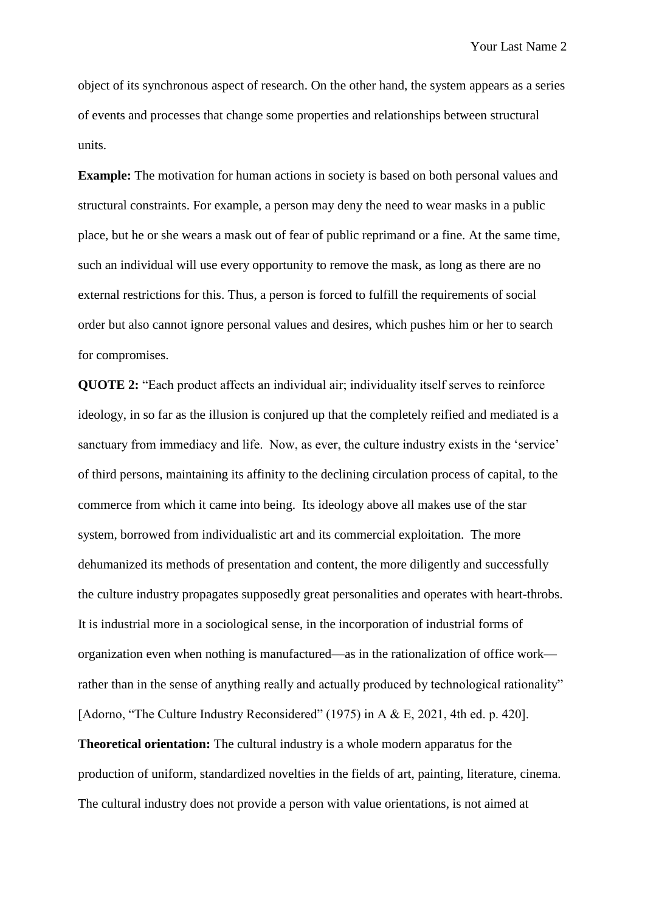object of its synchronous aspect of research. On the other hand, the system appears as a series of events and processes that change some properties and relationships between structural units.

**Example:** The motivation for human actions in society is based on both personal values and structural constraints. For example, a person may deny the need to wear masks in a public place, but he or she wears a mask out of fear of public reprimand or a fine. At the same time, such an individual will use every opportunity to remove the mask, as long as there are no external restrictions for this. Thus, a person is forced to fulfill the requirements of social order but also cannot ignore personal values and desires, which pushes him or her to search for compromises.

**QUOTE 2:** "Each product affects an individual air; individuality itself serves to reinforce ideology, in so far as the illusion is conjured up that the completely reified and mediated is a sanctuary from immediacy and life. Now, as ever, the culture industry exists in the 'service' of third persons, maintaining its affinity to the declining circulation process of capital, to the commerce from which it came into being. Its ideology above all makes use of the star system, borrowed from individualistic art and its commercial exploitation. The more dehumanized its methods of presentation and content, the more diligently and successfully the culture industry propagates supposedly great personalities and operates with heart-throbs. It is industrial more in a sociological sense, in the incorporation of industrial forms of organization even when nothing is manufactured—as in the rationalization of office work—rather than in the sense of anything really and actually produced by technological rationality" [Adorno, "The Culture Industry Reconsidered" (1975) in A & E, 2021, 4th ed. p. 420].

**Theoretical orientation:** The cultural industry is a whole modern apparatus for the production of uniform, standardized novelties in the fields of art, painting, literature, cinema. The cultural industry does not provide a person with value orientations, is not aimed at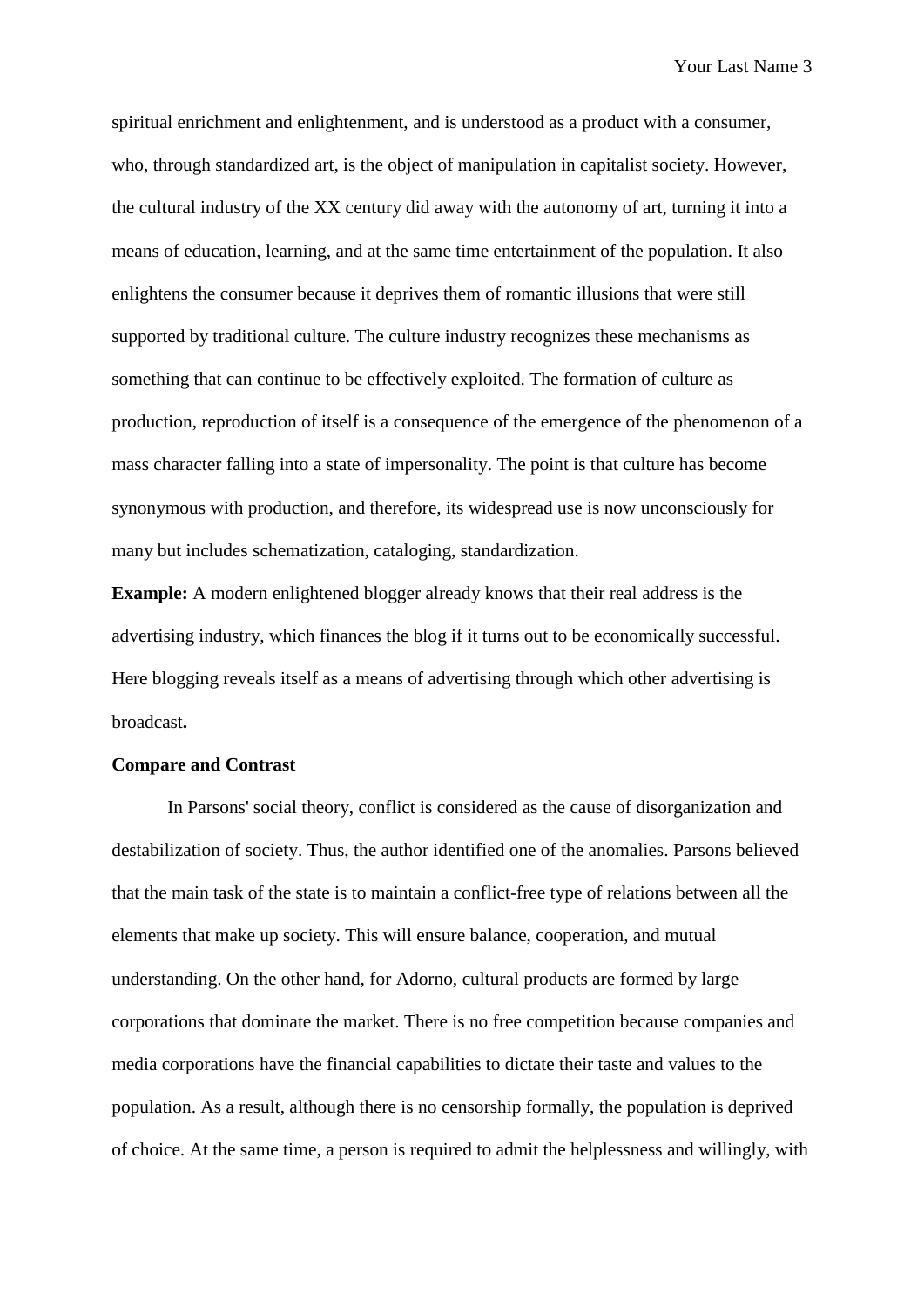spiritual enrichment and enlightenment, and is understood as a product with a consumer, who, through standardized art, is the object of manipulation in capitalist society. However, the cultural industry of the XX century did away with the autonomy of art, turning it into a means of education, learning, and at the same time entertainment of the population. It also enlightens the consumer because it deprives them of romantic illusions that were still supported by traditional culture. The culture industry recognizes these mechanisms as something that can continue to be effectively exploited. The formation of culture as production, reproduction of itself is a consequence of the emergence of the phenomenon of a mass character falling into a state of impersonality. The point is that culture has become synonymous with production, and therefore, its widespread use is now unconsciously for many but includes schematization, cataloging, standardization.

**Example:** A modern enlightened blogger already knows that their real address is the advertising industry, which finances the blog if it turns out to be economically successful. Here blogging reveals itself as a means of advertising through which other advertising is broadcast**.**

**Compare and Contrast**

In Parsons' social theory, conflict is considered as the cause of disorganization and destabilization of society. Thus, the author identified one of the anomalies. Parsons believed that the main task of the state is to maintain a conflict-free type of relations between all the elements that make up society. This will ensure balance, cooperation, and mutual understanding. On the other hand, for Adorno, cultural products are formed by large corporations that dominate the market. There is no free competition because companies and media corporations have the financial capabilities to dictate their taste and values to the population. As a result, although there is no censorship formally, the population is deprived of choice. At the same time, a person is required to admit the helplessness and willingly, with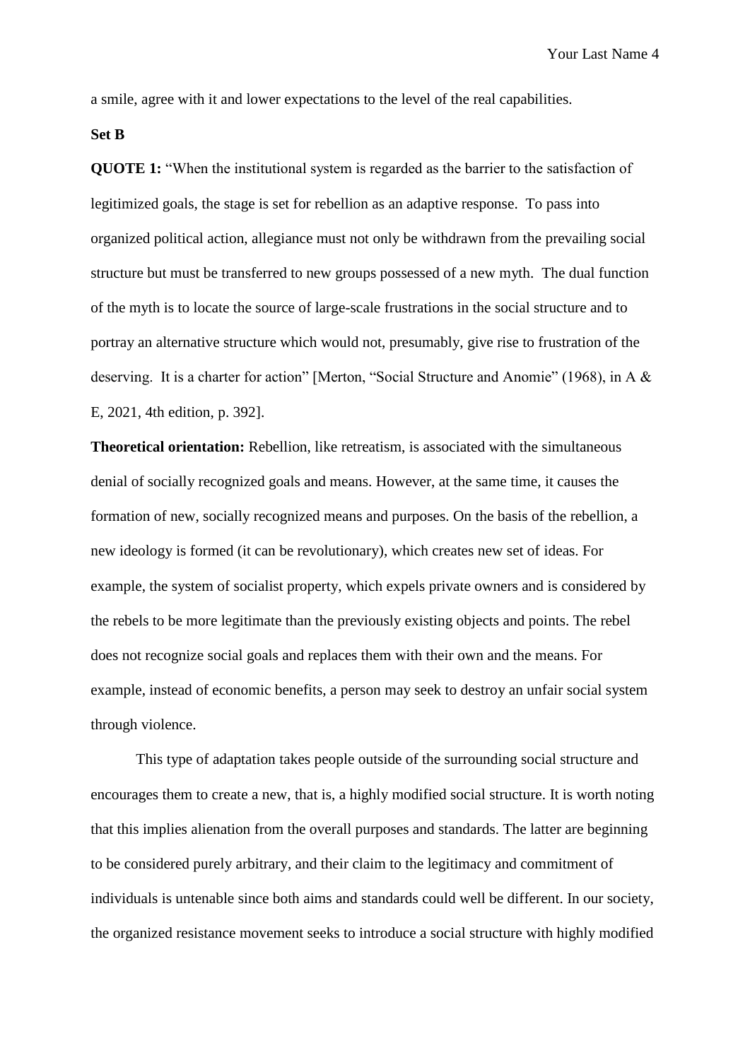a smile, agree with it and lower expectations to the level of the real capabilities.

**Set B**

**QUOTE 1:** "When the institutional system is regarded as the barrier to the satisfaction of legitimized goals, the stage is set for rebellion as an adaptive response. To pass into organized political action, allegiance must not only be withdrawn from the prevailing social structure but must be transferred to new groups possessed of a new myth. The dual function of the myth is to locate the source of large-scale frustrations in the social structure and to portray an alternative structure which would not, presumably, give rise to frustration of the deserving. It is a charter for action" [Merton, "Social Structure and Anomie" (1968), in A & E, 2021, 4th edition, p. 392].

**Theoretical orientation:** Rebellion, like retreatism, is associated with the simultaneous denial of socially recognized goals and means. However, at the same time, it causes the formation of new, socially recognized means and purposes. On the basis of the rebellion, a new ideology is formed (it can be revolutionary), which creates new set of ideas. For example, the system of socialist property, which expels private owners and is considered by the rebels to be more legitimate than the previously existing objects and points. The rebel does not recognize social goals and replaces them with their own and the means. For example, instead of economic benefits, a person may seek to destroy an unfair social system through violence.

This type of adaptation takes people outside of the surrounding social structure and encourages them to create a new, that is, a highly modified social structure. It is worth noting that this implies alienation from the overall purposes and standards. The latter are beginning to be considered purely arbitrary, and their claim to the legitimacy and commitment of individuals is untenable since both aims and standards could well be different. In our society, the organized resistance movement seeks to introduce a social structure with highly modified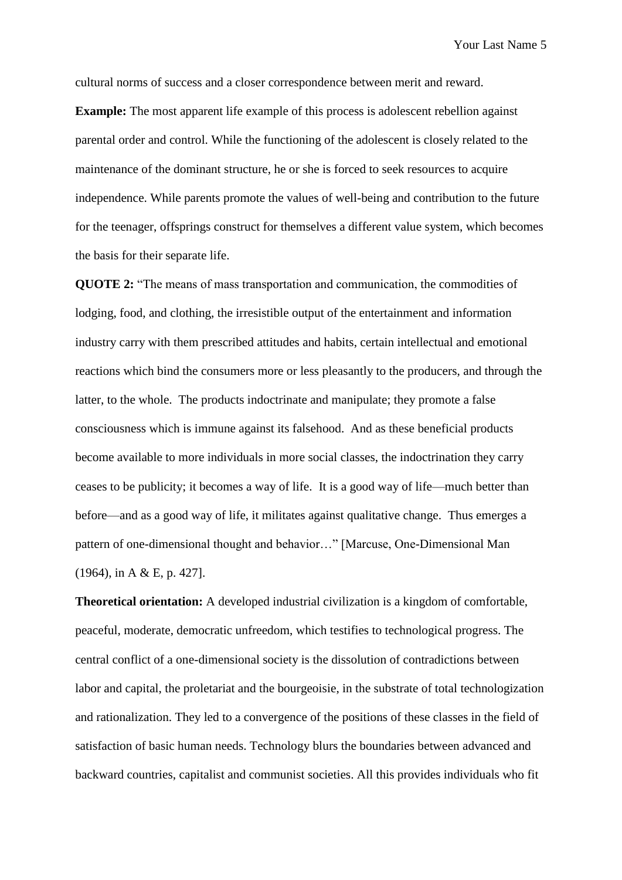cultural norms of success and a closer correspondence between merit and reward.

**Example:** The most apparent life example of this process is adolescent rebellion against parental order and control. While the functioning of the adolescent is closely related to the maintenance of the dominant structure, he or she is forced to seek resources to acquire independence. While parents promote the values of well-being and contribution to the future for the teenager, offsprings construct for themselves a different value system, which becomes the basis for their separate life.

**QUOTE 2:** "The means of mass transportation and communication, the commodities of lodging, food, and clothing, the irresistible output of the entertainment and information industry carry with them prescribed attitudes and habits, certain intellectual and emotional reactions which bind the consumers more or less pleasantly to the producers, and through the latter, to the whole. The products indoctrinate and manipulate; they promote a false consciousness which is immune against its falsehood. And as these beneficial products become available to more individuals in more social classes, the indoctrination they carry ceases to be publicity; it becomes a way of life. It is a good way of life—much better than before—and as a good way of life, it militates against qualitative change. Thus emerges a pattern of one-dimensional thought and behavior…" [Marcuse, One-Dimensional Man (1964), in A & E, p. 427].

**Theoretical orientation:** A developed industrial civilization is a kingdom of comfortable, peaceful, moderate, democratic unfreedom, which testifies to technological progress. The central conflict of a one-dimensional society is the dissolution of contradictions between labor and capital, the proletariat and the bourgeoisie, in the substrate of total technologization and rationalization. They led to a convergence of the positions of these classes in the field of satisfaction of basic human needs. Technology blurs the boundaries between advanced and backward countries, capitalist and communist societies. All this provides individuals who fit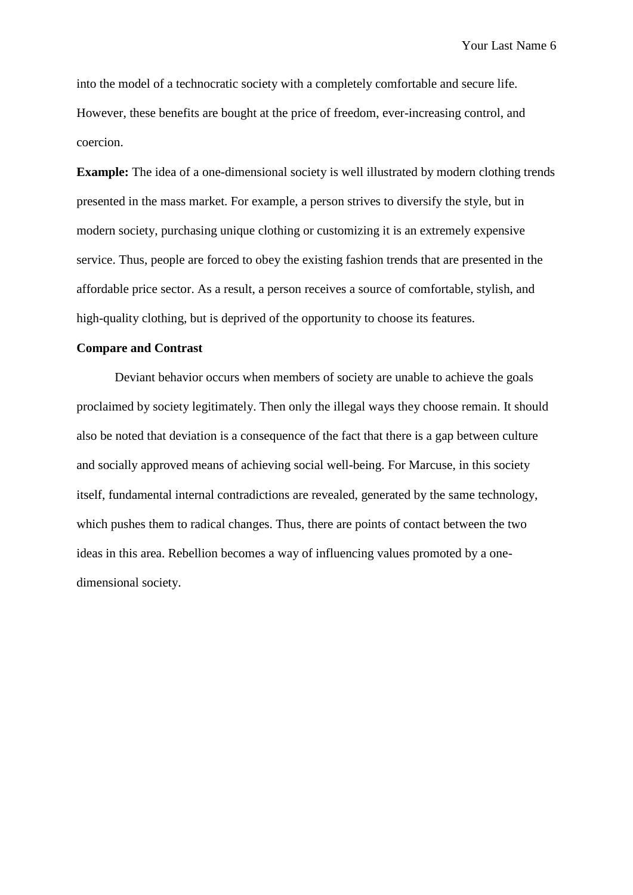into the model of a technocratic society with a completely comfortable and secure life. However, these benefits are bought at the price of freedom, ever-increasing control, and coercion.

**Example:** The idea of a one-dimensional society is well illustrated by modern clothing trends presented in the mass market. For example, a person strives to diversify the style, but in modern society, purchasing unique clothing or customizing it is an extremely expensive service. Thus, people are forced to obey the existing fashion trends that are presented in the affordable price sector. As a result, a person receives a source of comfortable, stylish, and high-quality clothing, but is deprived of the opportunity to choose its features.

**Compare and Contrast**

Deviant behavior occurs when members of society are unable to achieve the goals proclaimed by society legitimately. Then only the illegal ways they choose remain. It should also be noted that deviation is a consequence of the fact that there is a gap between culture and socially approved means of achieving social well-being. For Marcuse, in this society itself, fundamental internal contradictions are revealed, generated by the same technology, which pushes them to radical changes. Thus, there are points of contact between the two ideas in this area. Rebellion becomes a way of influencing values promoted by a one-dimensional society.